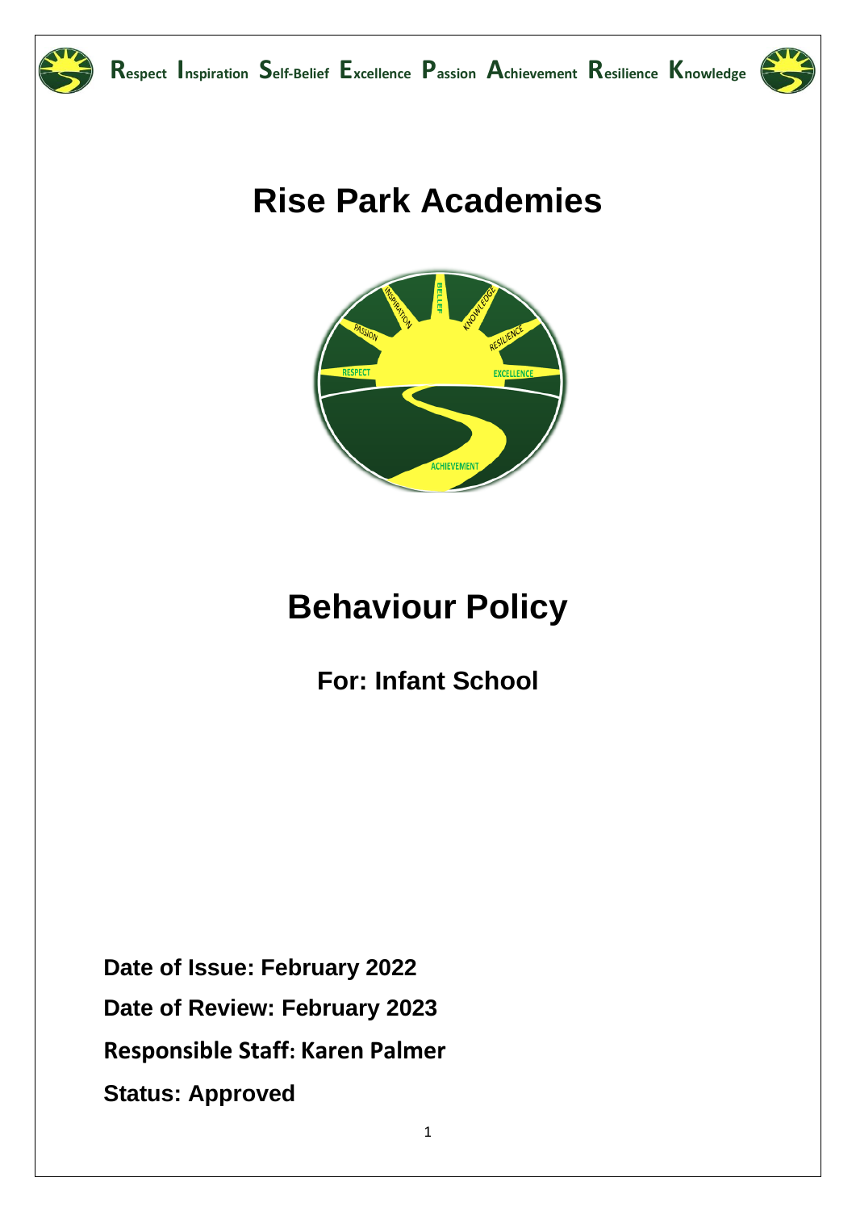**R**espect **I**nspiration **S**elf-Belief **E**xcellence **P**assion **A**chievement **R**esilience **K**nowledge

# Rise Park Academies

# Behaviour Policy

## For: Infant School

**Date of Issue: February 2022**

**Date of Review: February 2023**

**Responsible Staff: Karen Palmer**

**Status: Approved**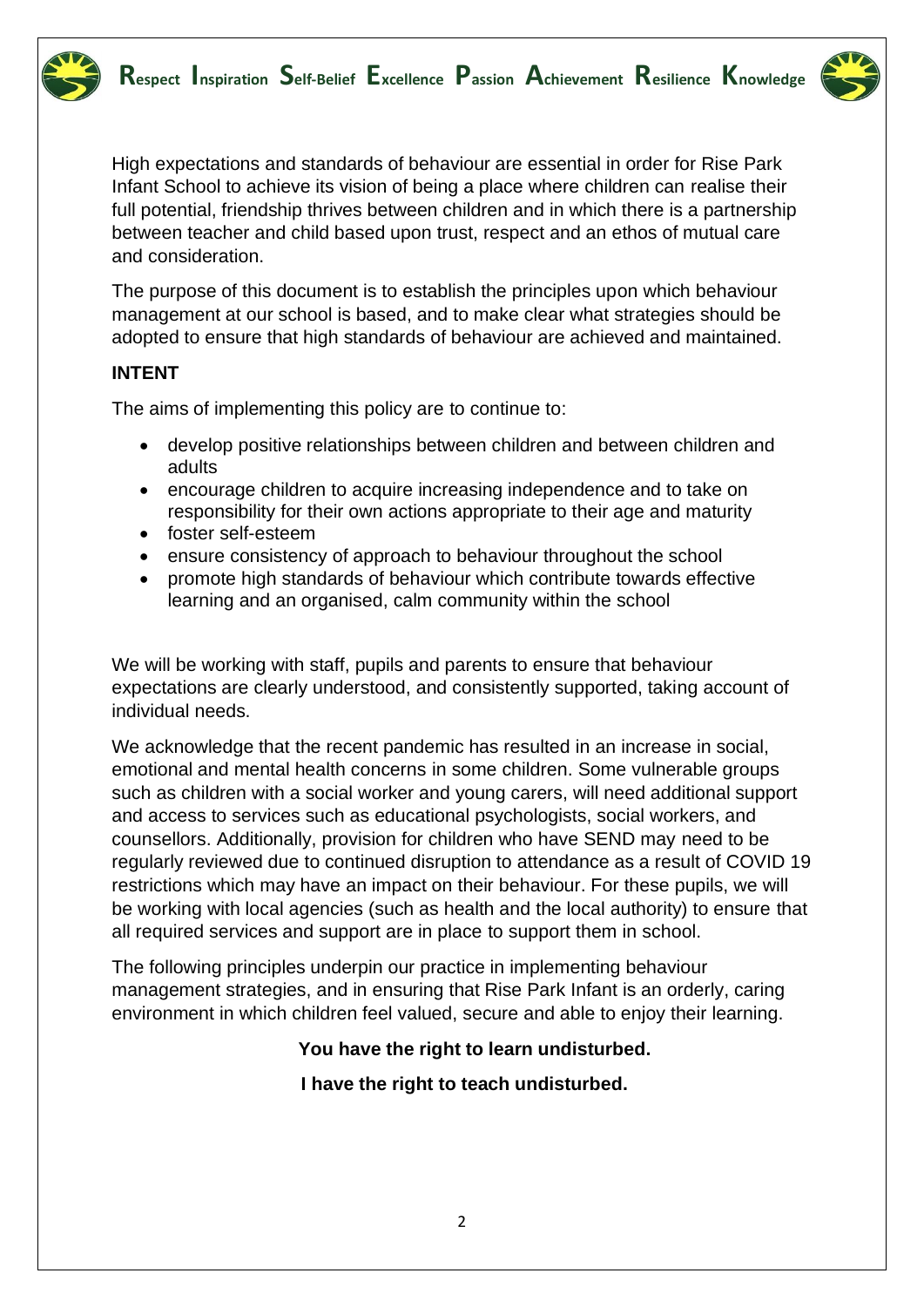High expectations and standards of behaviour are essential in order for Rise Park Infant School to achieve its vision of being a place where children can realise their full potential, friendship thrives between children and in which there is a partnership between teacher and child based upon trust, respect and an ethos of mutual care and consideration.

The purpose of this document is to establish the principles upon which behaviour management at our school is based, and to make clear what strategies should be adopted to ensure that high standards of behaviour are achieved and maintained.

**INTENT**

The aims of implementing this policy are to continue to:

- develop positive relationships between children and between children and adults
- encourage children to acquire increasing independence and to take on responsibility for their own actions appropriate to their age and maturity
- foster self-esteem
- ensure consistency of approach to behaviour throughout the school
- promote high standards of behaviour which contribute towards effective learning and an organised, calm community within the school

We will be working with staff, pupils and parents to ensure that behaviour expectations are clearly understood, and consistently supported, taking account of individual needs.

We acknowledge that the recent pandemic has resulted in an increase in social, emotional and mental health concerns in some children. Some vulnerable groups such as children with a social worker and young carers, will need additional support and access to services such as educational psychologists, social workers, and counsellors. Additionally, provision for children who have SEND may need to be regularly reviewed due to continued disruption to attendance as a result of COVID 19 restrictions which may have an impact on their behaviour. For these pupils, we will be working with local agencies (such as health and the local authority) to ensure that all required services and support are in place to support them in school.

The following principles underpin our practice in implementing behaviour management strategies, and in ensuring that Rise Park Infant is an orderly, caring environment in which children feel valued, secure and able to enjoy their learning.

**You have the right to learn undisturbed.**

**I have the right to teach undisturbed.**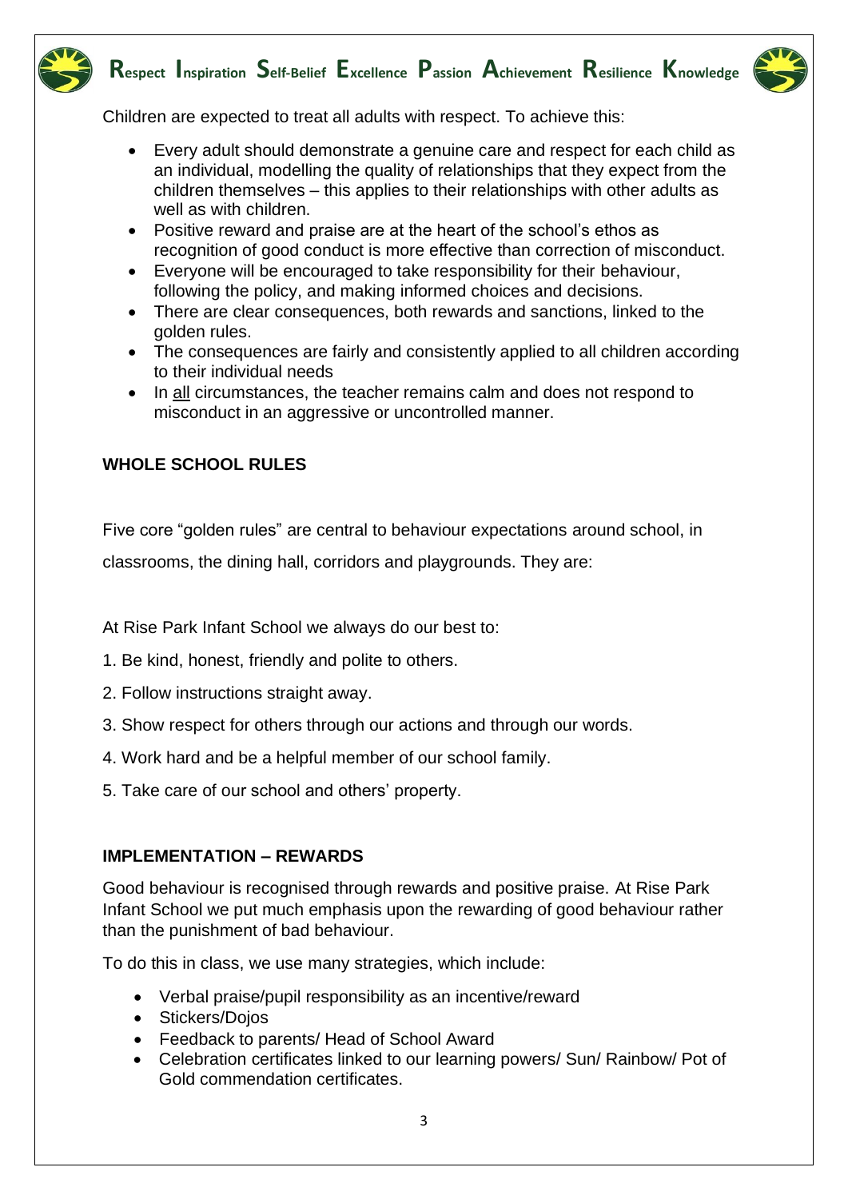Children are expected to treat all adults with respect. To achieve this:

- Every adult should demonstrate a genuine care and respect for each child as an individual, modelling the quality of relationships that they expect from the children themselves – this applies to their relationships with other adults as well as with children.
- Positive reward and praise are at the heart of the school's ethos as recognition of good conduct is more effective than correction of misconduct.
- Everyone will be encouraged to take responsibility for their behaviour, following the policy, and making informed choices and decisions.
- There are clear consequences, both rewards and sanctions, linked to the golden rules.
- The consequences are fairly and consistently applied to all children according to their individual needs
- In <u>all</u> circumstances, the teacher remains calm and does not respond to misconduct in an aggressive or uncontrolled manner.

**WHOLE SCHOOL RULES**

Five core "golden rules" are central to behaviour expectations around school, in classrooms, the dining hall, corridors and playgrounds. They are:

At Rise Park Infant School we always do our best to:

1. Be kind, honest, friendly and polite to others.
2. Follow instructions straight away.
3. Show respect for others through our actions and through our words.
4. Work hard and be a helpful member of our school family.
5. Take care of our school and others' property.

**IMPLEMENTATION – REWARDS**

Good behaviour is recognised through rewards and positive praise. At Rise Park Infant School we put much emphasis upon the rewarding of good behaviour rather than the punishment of bad behaviour.

To do this in class, we use many strategies, which include:

- Verbal praise/pupil responsibility as an incentive/reward
- Stickers/Dojos
- Feedback to parents/ Head of School Award
- Celebration certificates linked to our learning powers/ Sun/ Rainbow/ Pot of Gold commendation certificates.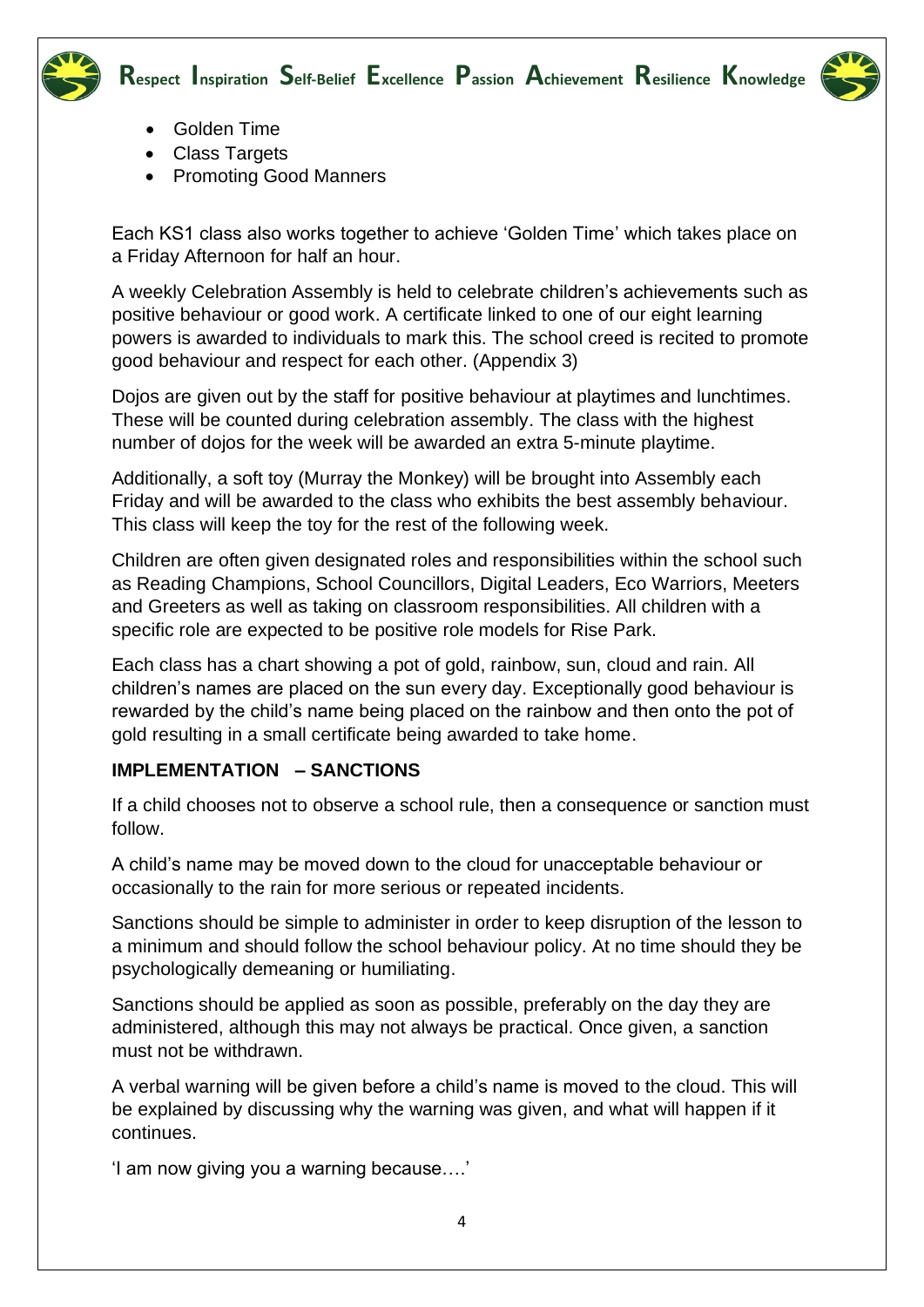- Golden Time
- Class Targets
- Promoting Good Manners

Each KS1 class also works together to achieve 'Golden Time' which takes place on a Friday Afternoon for half an hour.

A weekly Celebration Assembly is held to celebrate children's achievements such as positive behaviour or good work. A certificate linked to one of our eight learning powers is awarded to individuals to mark this. The school creed is recited to promote good behaviour and respect for each other. (Appendix 3)

Dojos are given out by the staff for positive behaviour at playtimes and lunchtimes. These will be counted during celebration assembly. The class with the highest number of dojos for the week will be awarded an extra 5-minute playtime.

Additionally, a soft toy (Murray the Monkey) will be brought into Assembly each Friday and will be awarded to the class who exhibits the best assembly behaviour. This class will keep the toy for the rest of the following week.

Children are often given designated roles and responsibilities within the school such as Reading Champions, School Councillors, Digital Leaders, Eco Warriors, Meeters and Greeters as well as taking on classroom responsibilities. All children with a specific role are expected to be positive role models for Rise Park.

Each class has a chart showing a pot of gold, rainbow, sun, cloud and rain. All children's names are placed on the sun every day. Exceptionally good behaviour is rewarded by the child's name being placed on the rainbow and then onto the pot of gold resulting in a small certificate being awarded to take home.

**IMPLEMENTATION – SANCTIONS**

If a child chooses not to observe a school rule, then a consequence or sanction must follow.

A child's name may be moved down to the cloud for unacceptable behaviour or occasionally to the rain for more serious or repeated incidents.

Sanctions should be simple to administer in order to keep disruption of the lesson to a minimum and should follow the school behaviour policy. At no time should they be psychologically demeaning or humiliating.

Sanctions should be applied as soon as possible, preferably on the day they are administered, although this may not always be practical. Once given, a sanction must not be withdrawn.

A verbal warning will be given before a child's name is moved to the cloud. This will be explained by discussing why the warning was given, and what will happen if it continues.

'I am now giving you a warning because….'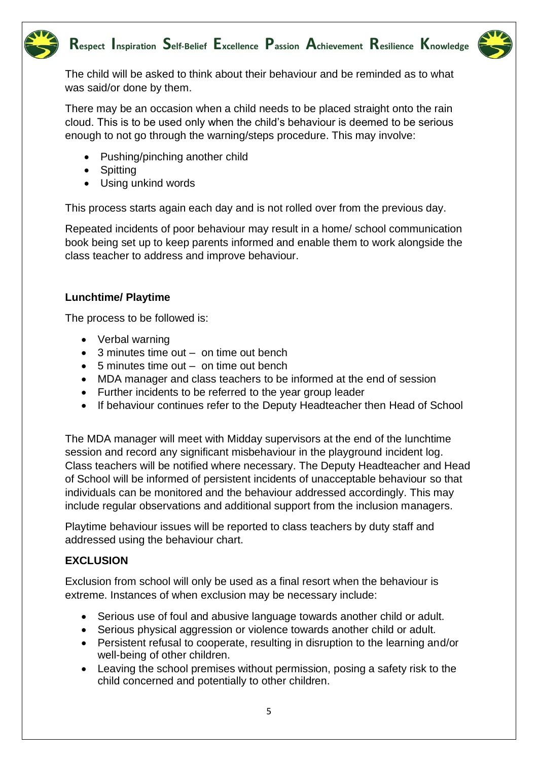The child will be asked to think about their behaviour and be reminded as to what was said/or done by them.

There may be an occasion when a child needs to be placed straight onto the rain cloud. This is to be used only when the child's behaviour is deemed to be serious enough to not go through the warning/steps procedure. This may involve:

- Pushing/pinching another child
- Spitting
- Using unkind words

This process starts again each day and is not rolled over from the previous day.

Repeated incidents of poor behaviour may result in a home/ school communication book being set up to keep parents informed and enable them to work alongside the class teacher to address and improve behaviour.

**Lunchtime/ Playtime**

The process to be followed is:

- Verbal warning
- 3 minutes time out – on time out bench
- 5 minutes time out – on time out bench
- MDA manager and class teachers to be informed at the end of session
- Further incidents to be referred to the year group leader
- If behaviour continues refer to the Deputy Headteacher then Head of School

The MDA manager will meet with Midday supervisors at the end of the lunchtime session and record any significant misbehaviour in the playground incident log. Class teachers will be notified where necessary. The Deputy Headteacher and Head of School will be informed of persistent incidents of unacceptable behaviour so that individuals can be monitored and the behaviour addressed accordingly. This may include regular observations and additional support from the inclusion managers.

Playtime behaviour issues will be reported to class teachers by duty staff and addressed using the behaviour chart.

**EXCLUSION**

Exclusion from school will only be used as a final resort when the behaviour is extreme. Instances of when exclusion may be necessary include:

- Serious use of foul and abusive language towards another child or adult.
- Serious physical aggression or violence towards another child or adult.
- Persistent refusal to cooperate, resulting in disruption to the learning and/or well-being of other children.
- Leaving the school premises without permission, posing a safety risk to the child concerned and potentially to other children.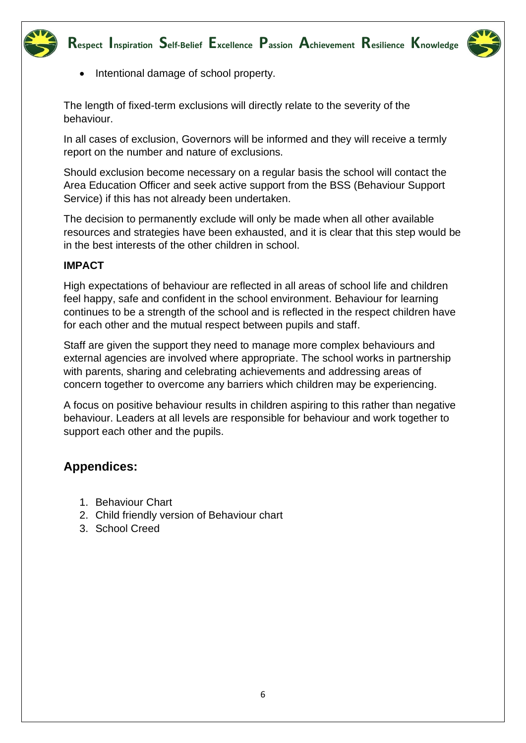- Intentional damage of school property.

The length of fixed-term exclusions will directly relate to the severity of the behaviour.

In all cases of exclusion, Governors will be informed and they will receive a termly report on the number and nature of exclusions.

Should exclusion become necessary on a regular basis the school will contact the Area Education Officer and seek active support from the BSS (Behaviour Support Service) if this has not already been undertaken.

The decision to permanently exclude will only be made when all other available resources and strategies have been exhausted, and it is clear that this step would be in the best interests of the other children in school.

**IMPACT**

High expectations of behaviour are reflected in all areas of school life and children feel happy, safe and confident in the school environment. Behaviour for learning continues to be a strength of the school and is reflected in the respect children have for each other and the mutual respect between pupils and staff.

Staff are given the support they need to manage more complex behaviours and external agencies are involved where appropriate. The school works in partnership with parents, sharing and celebrating achievements and addressing areas of concern together to overcome any barriers which children may be experiencing.

A focus on positive behaviour results in children aspiring to this rather than negative behaviour. Leaders at all levels are responsible for behaviour and work together to support each other and the pupils.

## Appendices:

1. Behaviour Chart
2. Child friendly version of Behaviour chart
3. School Creed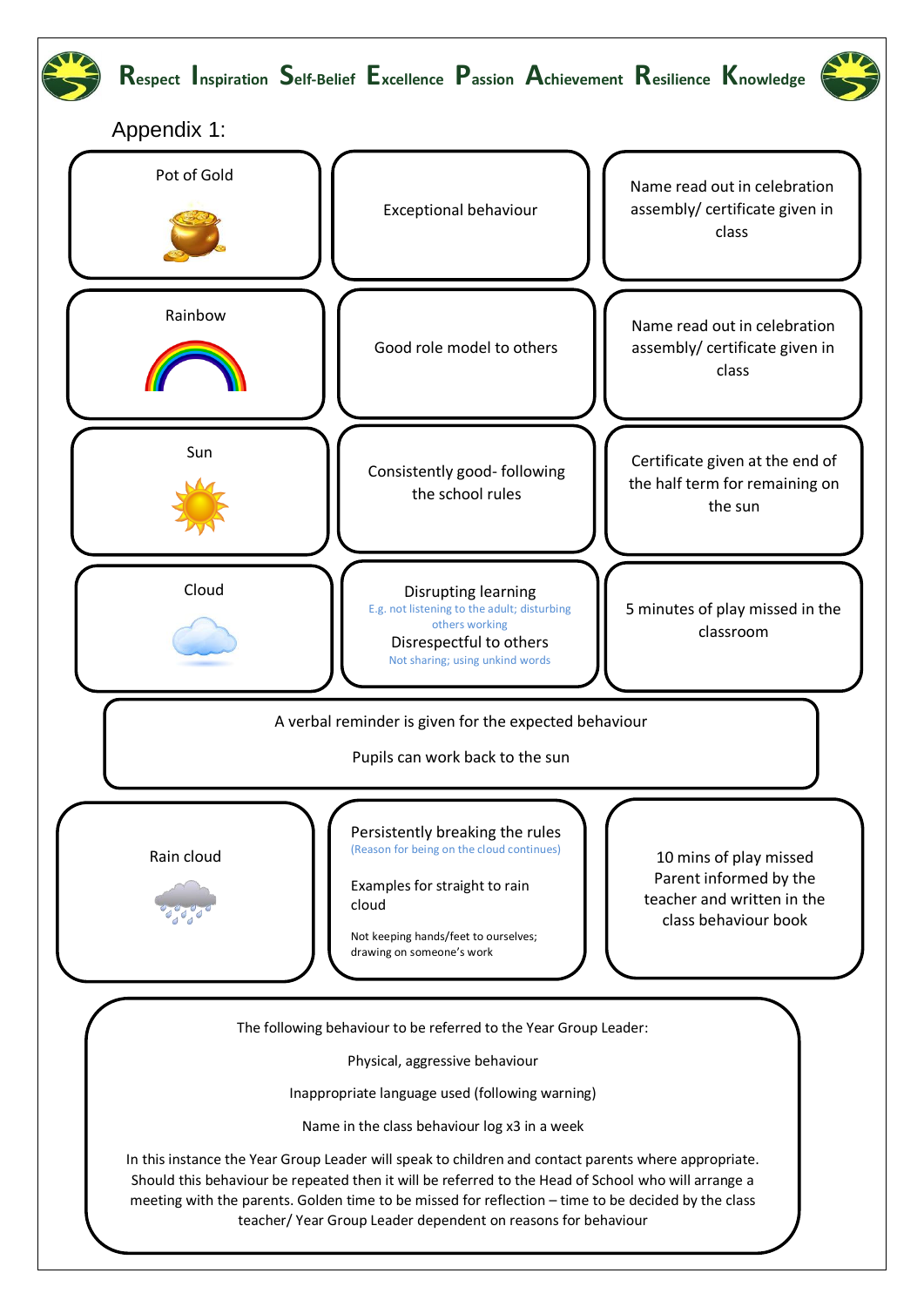Respect Inspiration Self-Belief Excellence Passion Achievement Resilience Knowledge

## Appendix 1:

| Level | Behaviour | Consequence |
|---|---|---|
| Pot of Gold | Exceptional behaviour | Name read out in celebration assembly/ certificate given in class |
| Rainbow | Good role model to others | Name read out in celebration assembly/ certificate given in class |
| Sun | Consistently good- following the school rules | Certificate given at the end of the half term for remaining on the sun |
| Cloud | Disrupting learning<br>E.g. not listening to the adult; disturbing others working<br>Disrespectful to others<br>Not sharing; using unkind words | 5 minutes of play missed in the classroom |

A verbal reminder is given for the expected behaviour

Pupils can work back to the sun

| Level | Behaviour | Consequence |
|---|---|---|
| Rain cloud | Persistently breaking the rules<br>(Reason for being on the cloud continues)<br><br>Examples for straight to rain cloud<br><br>Not keeping hands/feet to ourselves; drawing on someone's work | 10 mins of play missed<br>Parent informed by the teacher and written in the class behaviour book |

The following behaviour to be referred to the Year Group Leader:

Physical, aggressive behaviour

Inappropriate language used (following warning)

Name in the class behaviour log x3 in a week

In this instance the Year Group Leader will speak to children and contact parents where appropriate. Should this behaviour be repeated then it will be referred to the Head of School who will arrange a meeting with the parents. Golden time to be missed for reflection – time to be decided by the class teacher/ Year Group Leader dependent on reasons for behaviour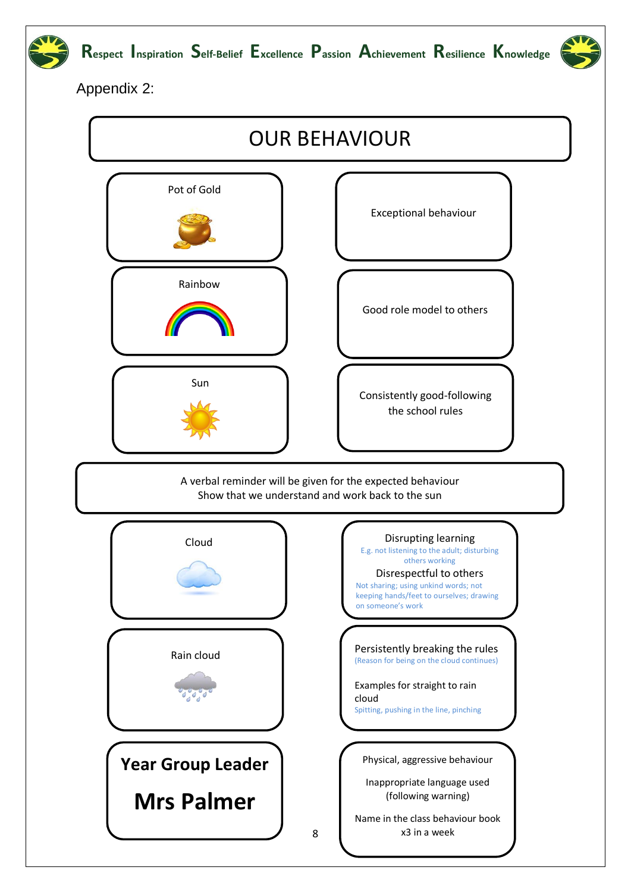Respect Inspiration Self-Belief Excellence Passion Achievement Resilience Knowledge

Appendix 2:

# OUR BEHAVIOUR

| Level | Description |
| --- | --- |
| Pot of Gold | Exceptional behaviour |
| Rainbow | Good role model to others |
| Sun | Consistently good-following the school rules |

A verbal reminder will be given for the expected behaviour
Show that we understand and work back to the sun

| Level | Description |
| --- | --- |
| Cloud | Disrupting learning<br>E.g. not listening to the adult; disturbing others working<br>Disrespectful to others<br>Not sharing; using unkind words; not keeping hands/feet to ourselves; drawing on someone's work |
| Rain cloud | Persistently breaking the rules<br>(Reason for being on the cloud continues)<br>Examples for straight to rain cloud<br>Spitting, pushing in the line, pinching |
| **Year Group Leader**<br>**Mrs Palmer** | Physical, aggressive behaviour<br>Inappropriate language used (following warning)<br>Name in the class behaviour book x3 in a week |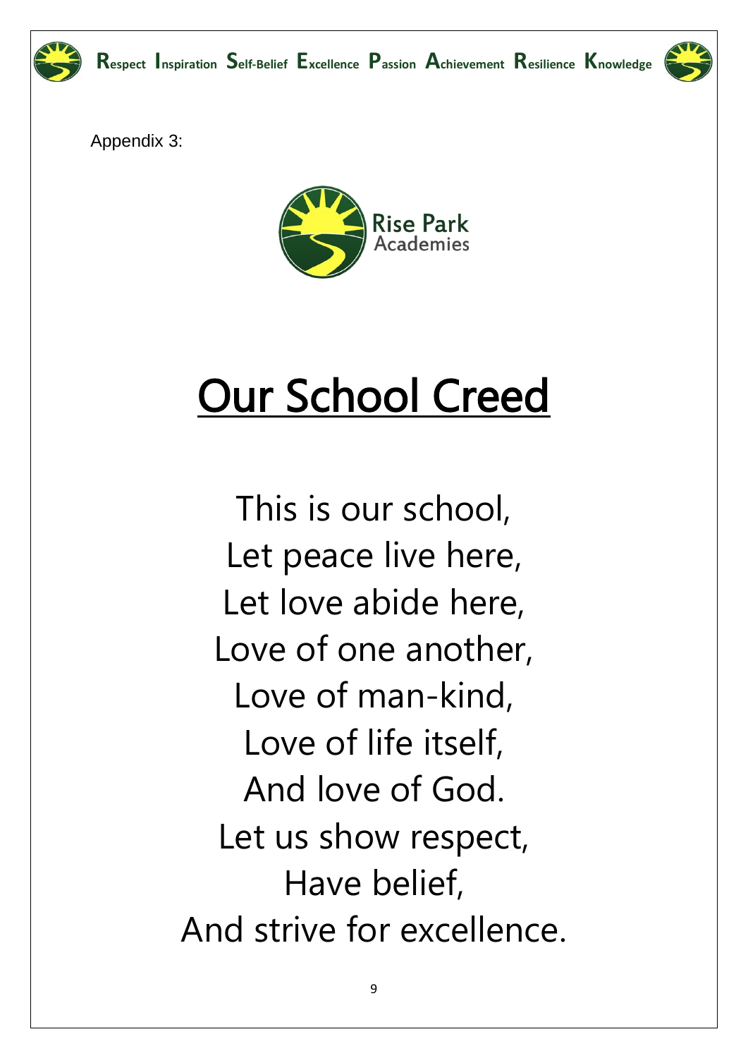Appendix 3:

Rise Park Academies

# Our School Creed

This is our school,
Let peace live here,
Let love abide here,
Love of one another,
Love of man-kind,
Love of life itself,
And love of God.
Let us show respect,
Have belief,
And strive for excellence.